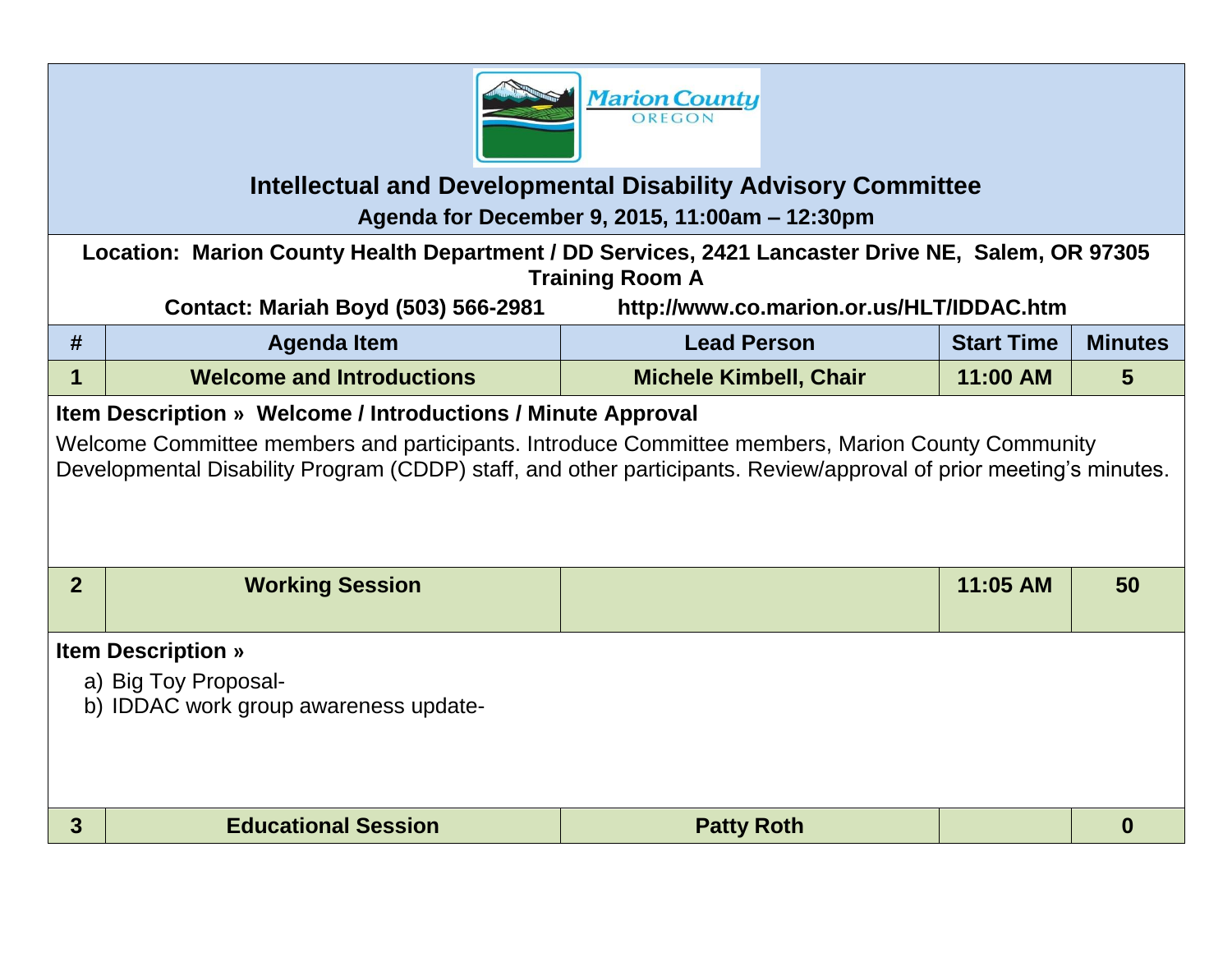# Intellectual and Developmental Disability Advisory Committee

**Agenda for December 9, 2015, 11:00am – 12:30pm**

**Location: Marion County Health Department / DD Services, 2421 Lancaster Drive NE, Salem, OR 97305**
**Training Room A**

**Contact: Mariah Boyd (503) 566-2981** **http://www.co.marion.or.us/HLT/IDDAC.htm**

| # | Agenda Item | Lead Person | Start Time | Minutes |
|---|---|---|---|---|
| 1 | Welcome and Introductions | Michele Kimbell, Chair | 11:00 AM | 5 |

**Item Description » Welcome / Introductions / Minute Approval**

Welcome Committee members and participants. Introduce Committee members, Marion County Community Developmental Disability Program (CDDP) staff, and other participants. Review/approval of prior meeting's minutes.

| # | Agenda Item | Lead Person | Start Time | Minutes |
|---|---|---|---|---|
| 2 | Working Session | | 11:05 AM | 50 |

**Item Description »**

a) Big Toy Proposal-
b) IDDAC work group awareness update-

| # | Agenda Item | Lead Person | Start Time | Minutes |
|---|---|---|---|---|
| 3 | Educational Session | Patty Roth | | 0 |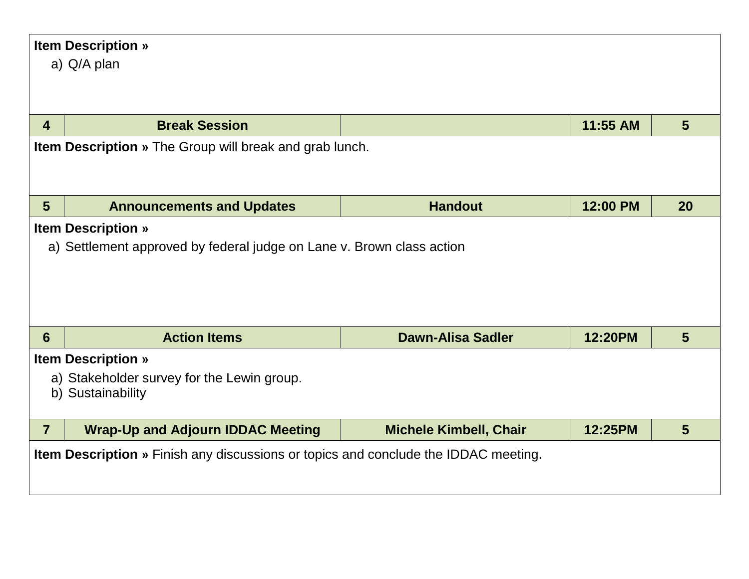**Item Description »**

a) Q/A plan

| 4 | Break Session | | 11:55 AM | 5 |
|---|---|---|---|---|

**Item Description »** The Group will break and grab lunch.

| 5 | Announcements and Updates | Handout | 12:00 PM | 20 |
|---|---|---|---|---|

**Item Description »**

a) Settlement approved by federal judge on Lane v. Brown class action

| 6 | Action Items | Dawn-Alisa Sadler | 12:20PM | 5 |
|---|---|---|---|---|

**Item Description »**

a) Stakeholder survey for the Lewin group.
b) Sustainability

| 7 | Wrap-Up and Adjourn IDDAC Meeting | Michele Kimbell, Chair | 12:25PM | 5 |
|---|---|---|---|---|

**Item Description »** Finish any discussions or topics and conclude the IDDAC meeting.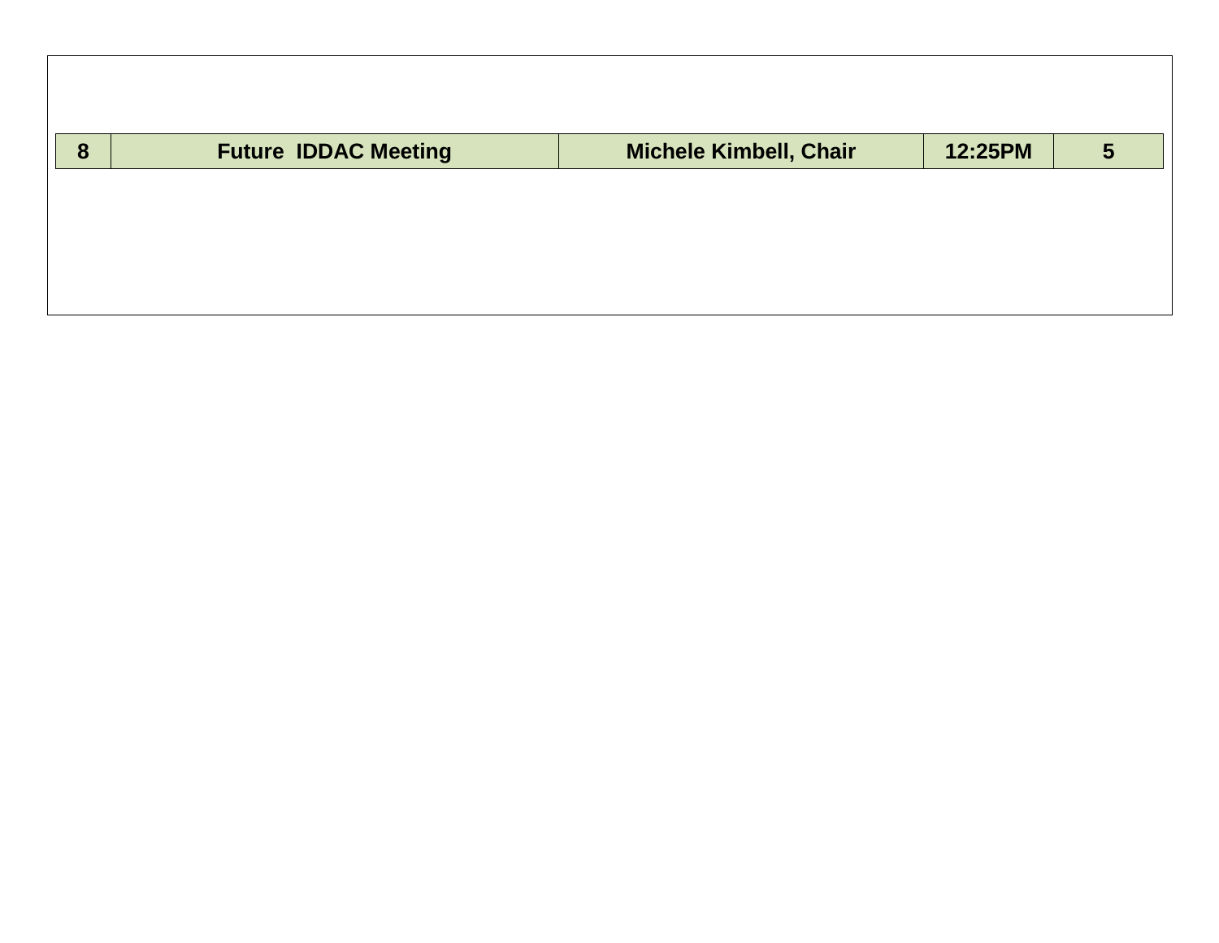| | | | | |
|---|---|---|---|---|
| **8** | **Future IDDAC Meeting** | **Michele Kimbell, Chair** | **12:25PM** | **5** |